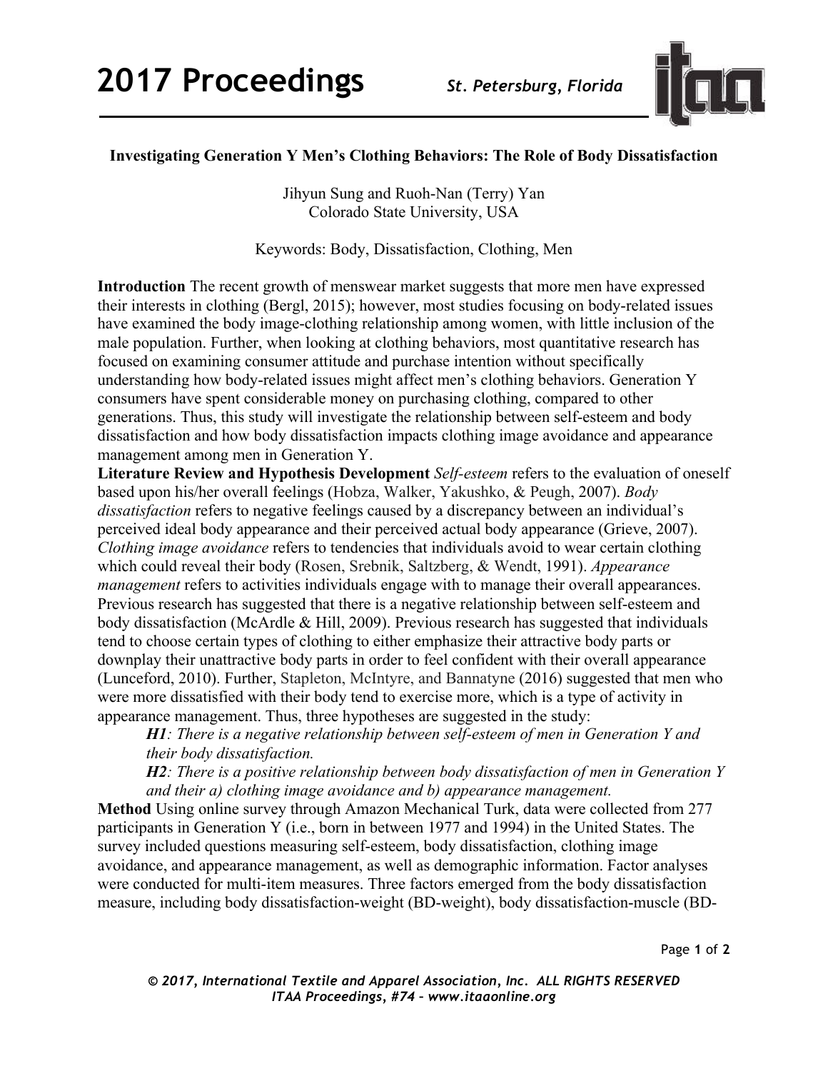# Investigating Generation Y Men's Clothing Behaviors: The Role of Body Dissatisfaction

Jihyun Sung and Ruoh-Nan (Terry) Yan
Colorado State University, USA

Keywords: Body, Dissatisfaction, Clothing, Men

**Introduction** The recent growth of menswear market suggests that more men have expressed their interests in clothing (Bergl, 2015); however, most studies focusing on body-related issues have examined the body image-clothing relationship among women, with little inclusion of the male population. Further, when looking at clothing behaviors, most quantitative research has focused on examining consumer attitude and purchase intention without specifically understanding how body-related issues might affect men's clothing behaviors. Generation Y consumers have spent considerable money on purchasing clothing, compared to other generations. Thus, this study will investigate the relationship between self-esteem and body dissatisfaction and how body dissatisfaction impacts clothing image avoidance and appearance management among men in Generation Y.

**Literature Review and Hypothesis Development** *Self-esteem* refers to the evaluation of oneself based upon his/her overall feelings (Hobza, Walker, Yakushko, & Peugh, 2007). *Body dissatisfaction* refers to negative feelings caused by a discrepancy between an individual's perceived ideal body appearance and their perceived actual body appearance (Grieve, 2007). *Clothing image avoidance* refers to tendencies that individuals avoid to wear certain clothing which could reveal their body (Rosen, Srebnik, Saltzberg, & Wendt, 1991). *Appearance management* refers to activities individuals engage with to manage their overall appearances. Previous research has suggested that there is a negative relationship between self-esteem and body dissatisfaction (McArdle & Hill, 2009). Previous research has suggested that individuals tend to choose certain types of clothing to either emphasize their attractive body parts or downplay their unattractive body parts in order to feel confident with their overall appearance (Lunceford, 2010). Further, Stapleton, McIntyre, and Bannatyne (2016) suggested that men who were more dissatisfied with their body tend to exercise more, which is a type of activity in appearance management. Thus, three hypotheses are suggested in the study:

> ***H1**: There is a negative relationship between self-esteem of men in Generation Y and their body dissatisfaction.*
>
> ***H2**: There is a positive relationship between body dissatisfaction of men in Generation Y and their a) clothing image avoidance and b) appearance management.*

**Method** Using online survey through Amazon Mechanical Turk, data were collected from 277 participants in Generation Y (i.e., born in between 1977 and 1994) in the United States. The survey included questions measuring self-esteem, body dissatisfaction, clothing image avoidance, and appearance management, as well as demographic information. Factor analyses were conducted for multi-item measures. Three factors emerged from the body dissatisfaction measure, including body dissatisfaction-weight (BD-weight), body dissatisfaction-muscle (BD-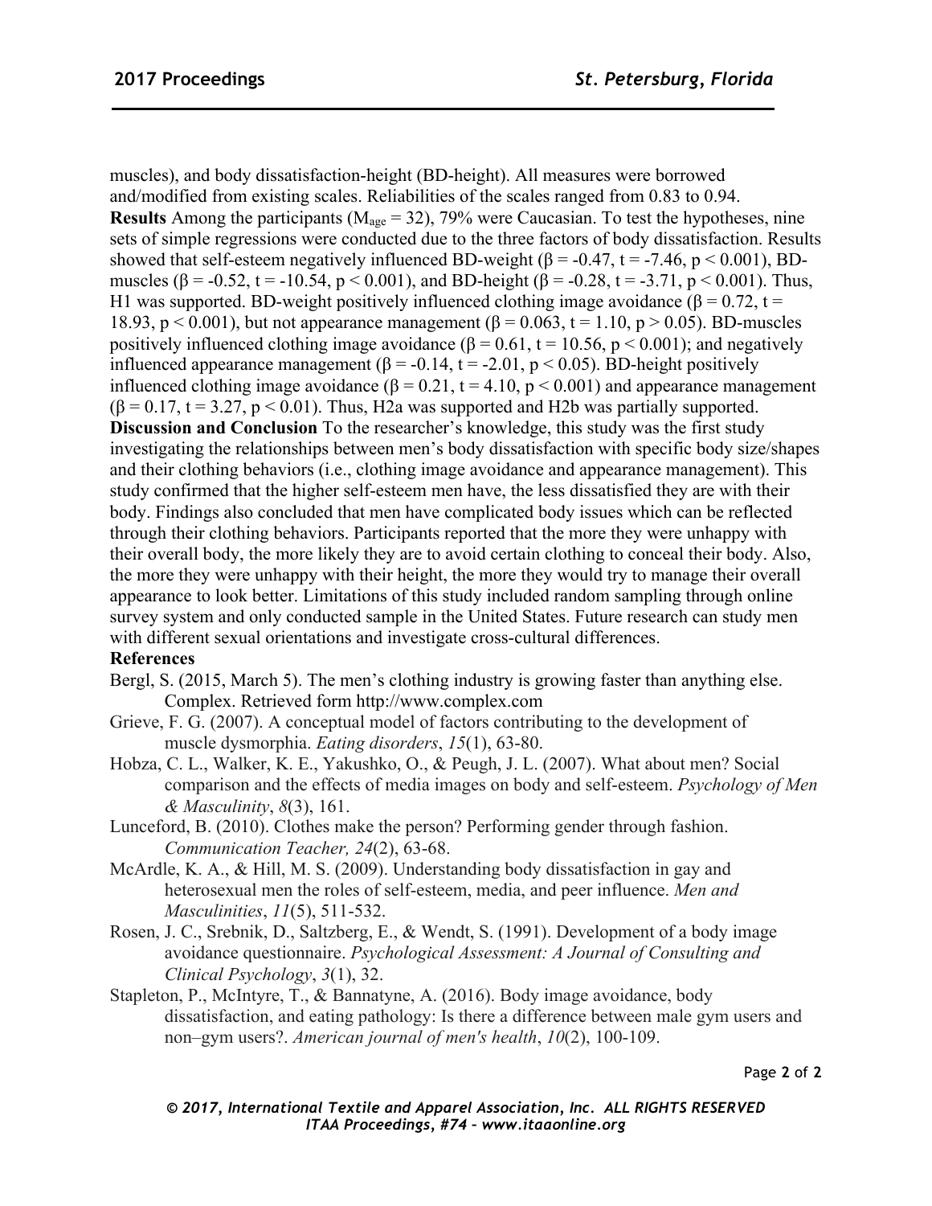muscles), and body dissatisfaction-height (BD-height). All measures were borrowed and/modified from existing scales. Reliabilities of the scales ranged from 0.83 to 0.94.

**Results** Among the participants ($M_{age}$ = 32), 79% were Caucasian. To test the hypotheses, nine sets of simple regressions were conducted due to the three factors of body dissatisfaction. Results showed that self-esteem negatively influenced BD-weight ($\beta = -0.47$, $t = -7.46$, $p < 0.001$), BD-muscles ($\beta = -0.52$, $t = -10.54$, $p < 0.001$), and BD-height ($\beta = -0.28$, $t = -3.71$, $p < 0.001$). Thus, H1 was supported. BD-weight positively influenced clothing image avoidance ($\beta = 0.72$, $t = 18.93$, $p < 0.001$), but not appearance management ($\beta = 0.063$, $t = 1.10$, $p > 0.05$). BD-muscles positively influenced clothing image avoidance ($\beta = 0.61$, $t = 10.56$, $p < 0.001$); and negatively influenced appearance management ($\beta = -0.14$, $t = -2.01$, $p < 0.05$). BD-height positively influenced clothing image avoidance ($\beta = 0.21$, $t = 4.10$, $p < 0.001$) and appearance management ($\beta = 0.17$, $t = 3.27$, $p < 0.01$). Thus, H2a was supported and H2b was partially supported.

**Discussion and Conclusion** To the researcher's knowledge, this study was the first study investigating the relationships between men's body dissatisfaction with specific body size/shapes and their clothing behaviors (i.e., clothing image avoidance and appearance management). This study confirmed that the higher self-esteem men have, the less dissatisfied they are with their body. Findings also concluded that men have complicated body issues which can be reflected through their clothing behaviors. Participants reported that the more they were unhappy with their overall body, the more likely they are to avoid certain clothing to conceal their body. Also, the more they were unhappy with their height, the more they would try to manage their overall appearance to look better. Limitations of this study included random sampling through online survey system and only conducted sample in the United States. Future research can study men with different sexual orientations and investigate cross-cultural differences.

**References**

Bergl, S. (2015, March 5). The men's clothing industry is growing faster than anything else. Complex. Retrieved form http://www.complex.com

Grieve, F. G. (2007). A conceptual model of factors contributing to the development of muscle dysmorphia. *Eating disorders*, *15*(1), 63-80.

Hobza, C. L., Walker, K. E., Yakushko, O., & Peugh, J. L. (2007). What about men? Social comparison and the effects of media images on body and self-esteem. *Psychology of Men & Masculinity*, *8*(3), 161.

Lunceford, B. (2010). Clothes make the person? Performing gender through fashion. *Communication Teacher, 24*(2), 63-68.

McArdle, K. A., & Hill, M. S. (2009). Understanding body dissatisfaction in gay and heterosexual men the roles of self-esteem, media, and peer influence. *Men and Masculinities*, *11*(5), 511-532.

Rosen, J. C., Srebnik, D., Saltzberg, E., & Wendt, S. (1991). Development of a body image avoidance questionnaire. *Psychological Assessment: A Journal of Consulting and Clinical Psychology*, *3*(1), 32.

Stapleton, P., McIntyre, T., & Bannatyne, A. (2016). Body image avoidance, body dissatisfaction, and eating pathology: Is there a difference between male gym users and non–gym users?. *American journal of men's health*, *10*(2), 100-109.